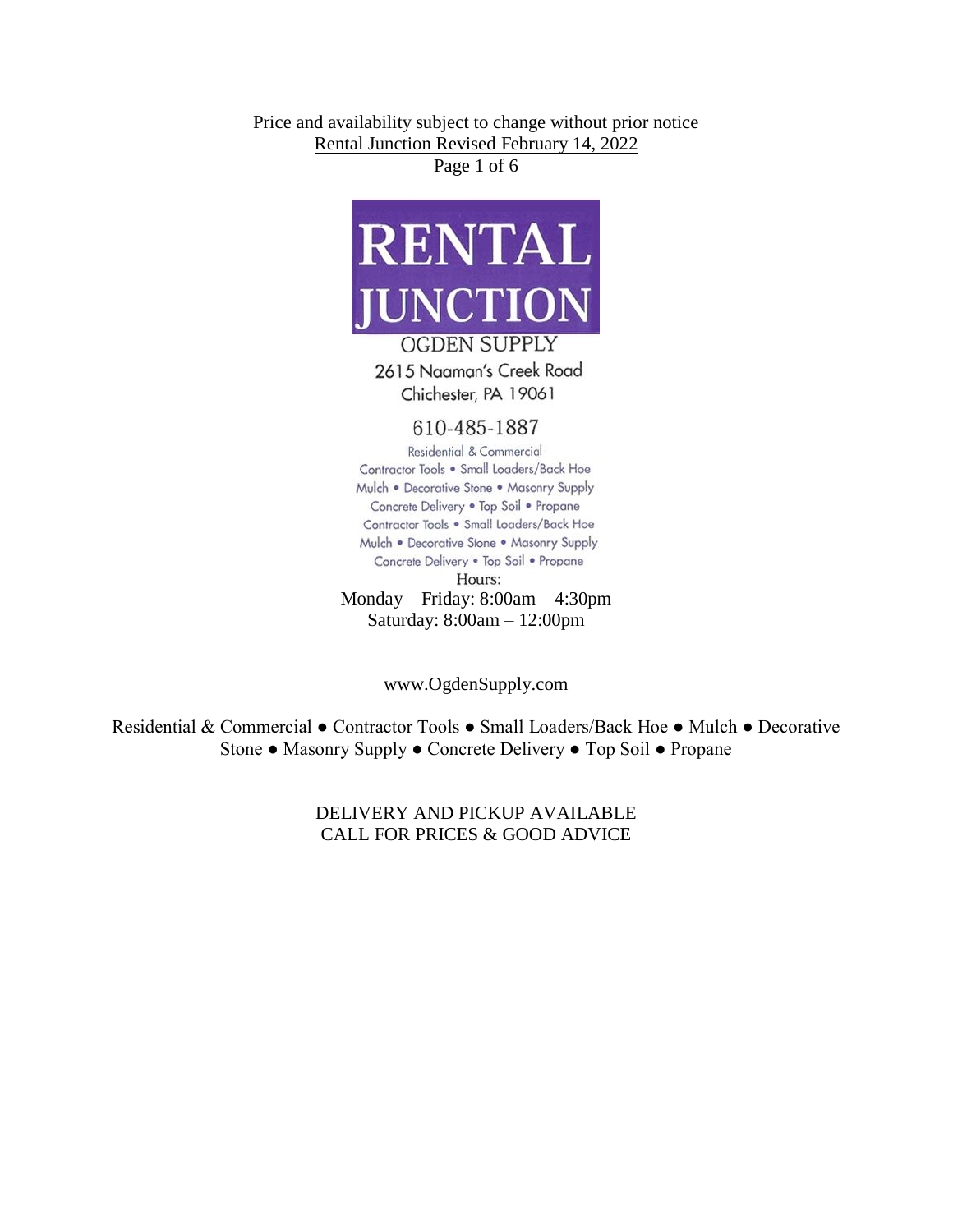Price and availability subject to change without prior notice

Rental Junction Revised February 14, 2022

# RENTAL JUNCTION

OGDEN SUPPLY

2615 Naaman's Creek Road

Chichester, PA 19061

610-485-1887

Residential & Commercial

Contractor Tools • Small Loaders/Back Hoe

Mulch • Decorative Stone • Masonry Supply

Concrete Delivery • Top Soil • Propane

Contractor Tools • Small Loaders/Back Hoe

Mulch • Decorative Stone • Masonry Supply

Concrete Delivery • Top Soil • Propane

Hours:

Monday – Friday: 8:00am – 4:30pm

Saturday: 8:00am – 12:00pm

www.OgdenSupply.com

Residential & Commercial ● Contractor Tools ● Small Loaders/Back Hoe ● Mulch ● Decorative Stone ● Masonry Supply ● Concrete Delivery ● Top Soil ● Propane

DELIVERY AND PICKUP AVAILABLE

CALL FOR PRICES & GOOD ADVICE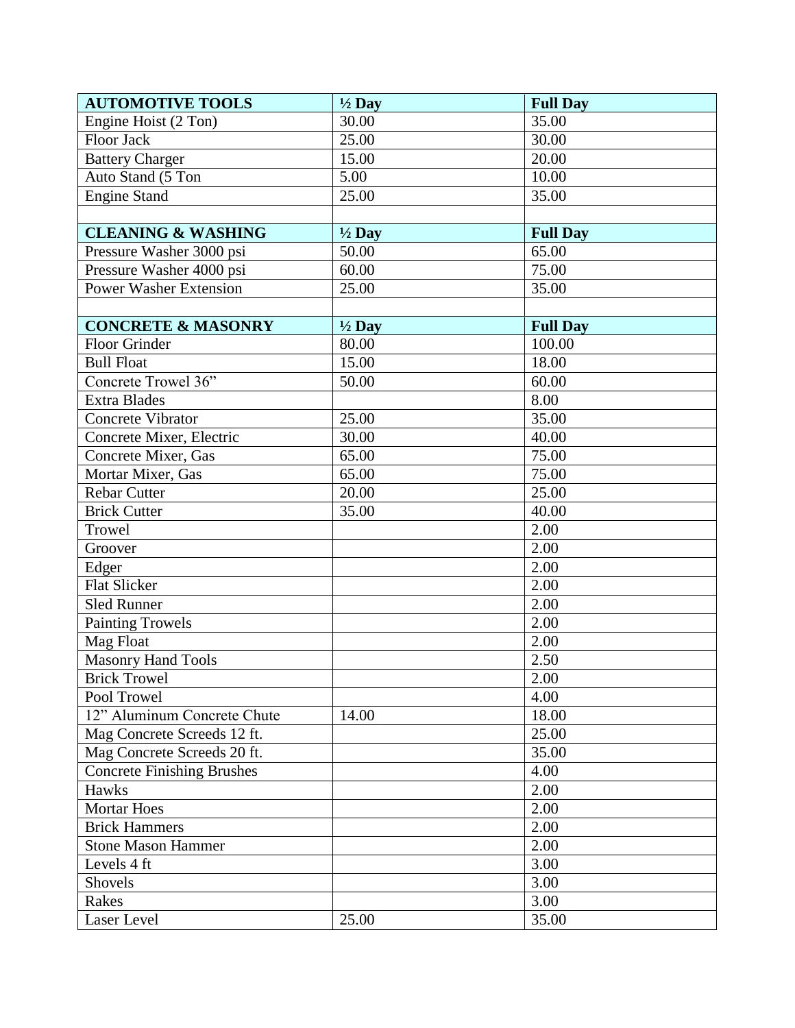| **AUTOMOTIVE TOOLS** | **½ Day** | **Full Day** |
| --- | --- | --- |
| Engine Hoist (2 Ton) | 30.00 | 35.00 |
| Floor Jack | 25.00 | 30.00 |
| Battery Charger | 15.00 | 20.00 |
| Auto Stand (5 Ton | 5.00 | 10.00 |
| Engine Stand | 25.00 | 35.00 |
| | | |
| **CLEANING & WASHING** | **½ Day** | **Full Day** |
| Pressure Washer 3000 psi | 50.00 | 65.00 |
| Pressure Washer 4000 psi | 60.00 | 75.00 |
| Power Washer Extension | 25.00 | 35.00 |
| | | |
| **CONCRETE & MASONRY** | **½ Day** | **Full Day** |
| Floor Grinder | 80.00 | 100.00 |
| Bull Float | 15.00 | 18.00 |
| Concrete Trowel 36” | 50.00 | 60.00 |
| Extra Blades | | 8.00 |
| Concrete Vibrator | 25.00 | 35.00 |
| Concrete Mixer, Electric | 30.00 | 40.00 |
| Concrete Mixer, Gas | 65.00 | 75.00 |
| Mortar Mixer, Gas | 65.00 | 75.00 |
| Rebar Cutter | 20.00 | 25.00 |
| Brick Cutter | 35.00 | 40.00 |
| Trowel | | 2.00 |
| Groover | | 2.00 |
| Edger | | 2.00 |
| Flat Slicker | | 2.00 |
| Sled Runner | | 2.00 |
| Painting Trowels | | 2.00 |
| Mag Float | | 2.00 |
| Masonry Hand Tools | | 2.50 |
| Brick Trowel | | 2.00 |
| Pool Trowel | | 4.00 |
| 12” Aluminum Concrete Chute | 14.00 | 18.00 |
| Mag Concrete Screeds 12 ft. | | 25.00 |
| Mag Concrete Screeds 20 ft. | | 35.00 |
| Concrete Finishing Brushes | | 4.00 |
| Hawks | | 2.00 |
| Mortar Hoes | | 2.00 |
| Brick Hammers | | 2.00 |
| Stone Mason Hammer | | 2.00 |
| Levels 4 ft | | 3.00 |
| Shovels | | 3.00 |
| Rakes | | 3.00 |
| Laser Level | 25.00 | 35.00 |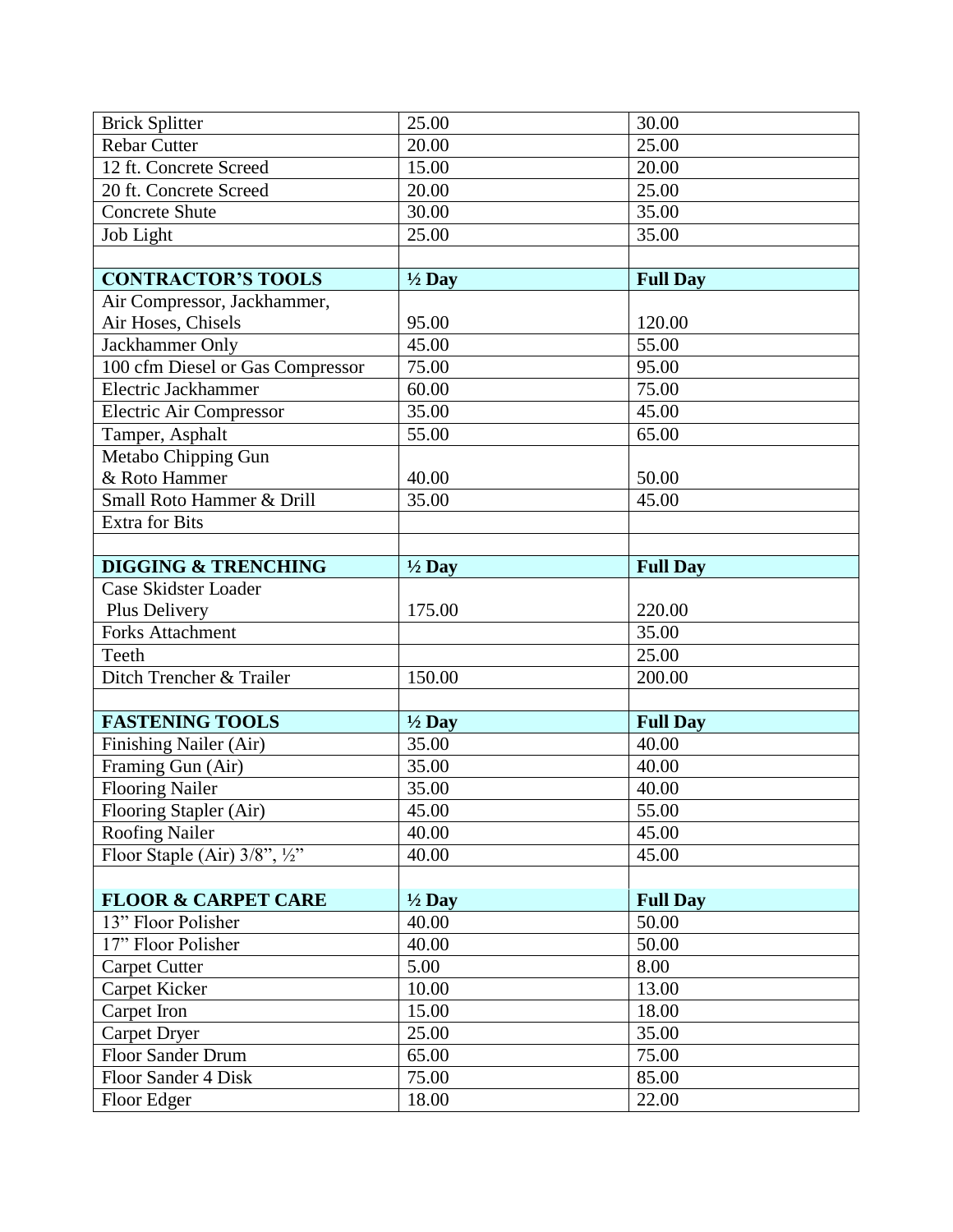| Brick Splitter | 25.00 | 30.00 |
|---|---|---|
| Rebar Cutter | 20.00 | 25.00 |
| 12 ft. Concrete Screed | 15.00 | 20.00 |
| 20 ft. Concrete Screed | 20.00 | 25.00 |
| Concrete Shute | 30.00 | 35.00 |
| Job Light | 25.00 | 35.00 |
| | | |
| **CONTRACTOR'S TOOLS** | **½ Day** | **Full Day** |
| Air Compressor, Jackhammer, Air Hoses, Chisels | 95.00 | 120.00 |
| Jackhammer Only | 45.00 | 55.00 |
| 100 cfm Diesel or Gas Compressor | 75.00 | 95.00 |
| Electric Jackhammer | 60.00 | 75.00 |
| Electric Air Compressor | 35.00 | 45.00 |
| Tamper, Asphalt | 55.00 | 65.00 |
| Metabo Chipping Gun & Roto Hammer | 40.00 | 50.00 |
| Small Roto Hammer & Drill | 35.00 | 45.00 |
| Extra for Bits | | |
| | | |
| **DIGGING & TRENCHING** | **½ Day** | **Full Day** |
| Case Skidster Loader Plus Delivery | 175.00 | 220.00 |
| Forks Attachment | | 35.00 |
| Teeth | | 25.00 |
| Ditch Trencher & Trailer | 150.00 | 200.00 |
| | | |
| **FASTENING TOOLS** | **½ Day** | **Full Day** |
| Finishing Nailer (Air) | 35.00 | 40.00 |
| Framing Gun (Air) | 35.00 | 40.00 |
| Flooring Nailer | 35.00 | 40.00 |
| Flooring Stapler (Air) | 45.00 | 55.00 |
| Roofing Nailer | 40.00 | 45.00 |
| Floor Staple (Air) 3/8", ½" | 40.00 | 45.00 |
| | | |
| **FLOOR & CARPET CARE** | **½ Day** | **Full Day** |
| 13" Floor Polisher | 40.00 | 50.00 |
| 17" Floor Polisher | 40.00 | 50.00 |
| Carpet Cutter | 5.00 | 8.00 |
| Carpet Kicker | 10.00 | 13.00 |
| Carpet Iron | 15.00 | 18.00 |
| Carpet Dryer | 25.00 | 35.00 |
| Floor Sander Drum | 65.00 | 75.00 |
| Floor Sander 4 Disk | 75.00 | 85.00 |
| Floor Edger | 18.00 | 22.00 |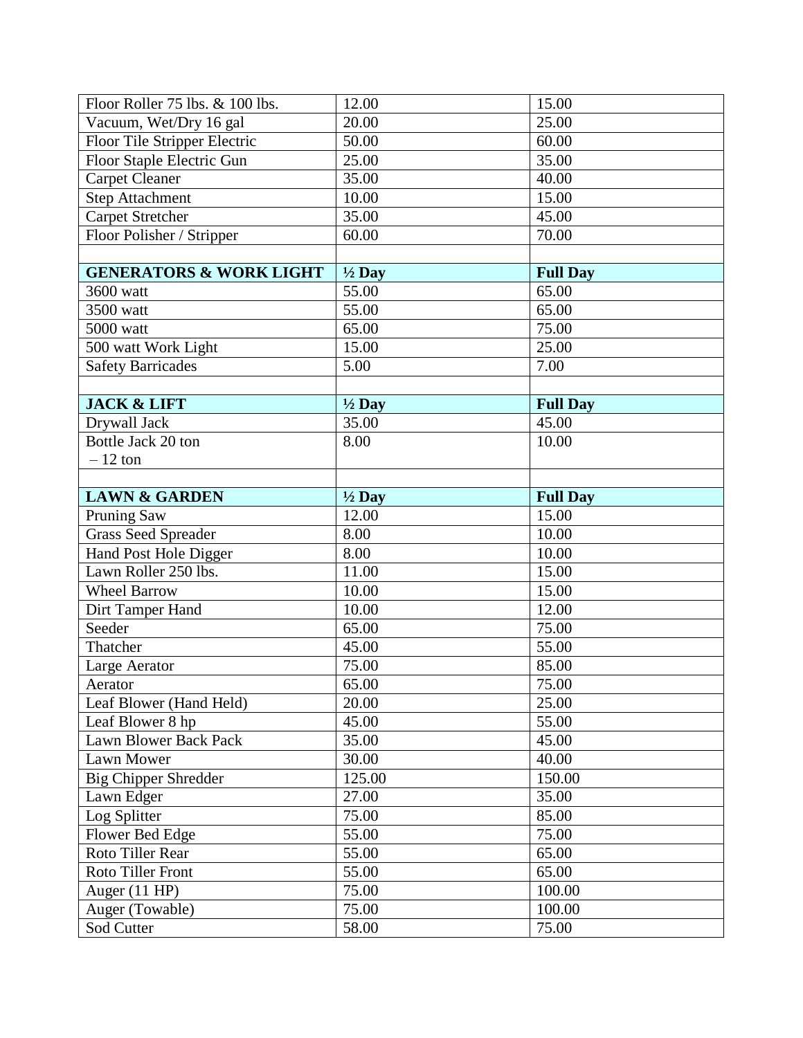| Floor Roller 75 lbs. & 100 lbs. | 12.00 | 15.00 |
|---|---|---|
| Vacuum, Wet/Dry 16 gal | 20.00 | 25.00 |
| Floor Tile Stripper Electric | 50.00 | 60.00 |
| Floor Staple Electric Gun | 25.00 | 35.00 |
| Carpet Cleaner | 35.00 | 40.00 |
| Step Attachment | 10.00 | 15.00 |
| Carpet Stretcher | 35.00 | 45.00 |
| Floor Polisher / Stripper | 60.00 | 70.00 |
| | | |
| **GENERATORS & WORK LIGHT** | **½ Day** | **Full Day** |
| 3600 watt | 55.00 | 65.00 |
| 3500 watt | 55.00 | 65.00 |
| 5000 watt | 65.00 | 75.00 |
| 500 watt Work Light | 15.00 | 25.00 |
| Safety Barricades | 5.00 | 7.00 |
| | | |
| **JACK & LIFT** | **½ Day** | **Full Day** |
| Drywall Jack | 35.00 | 45.00 |
| Bottle Jack 20 ton – 12 ton | 8.00 | 10.00 |
| | | |
| **LAWN & GARDEN** | **½ Day** | **Full Day** |
| Pruning Saw | 12.00 | 15.00 |
| Grass Seed Spreader | 8.00 | 10.00 |
| Hand Post Hole Digger | 8.00 | 10.00 |
| Lawn Roller 250 lbs. | 11.00 | 15.00 |
| Wheel Barrow | 10.00 | 15.00 |
| Dirt Tamper Hand | 10.00 | 12.00 |
| Seeder | 65.00 | 75.00 |
| Thatcher | 45.00 | 55.00 |
| Large Aerator | 75.00 | 85.00 |
| Aerator | 65.00 | 75.00 |
| Leaf Blower (Hand Held) | 20.00 | 25.00 |
| Leaf Blower 8 hp | 45.00 | 55.00 |
| Lawn Blower Back Pack | 35.00 | 45.00 |
| Lawn Mower | 30.00 | 40.00 |
| Big Chipper Shredder | 125.00 | 150.00 |
| Lawn Edger | 27.00 | 35.00 |
| Log Splitter | 75.00 | 85.00 |
| Flower Bed Edge | 55.00 | 75.00 |
| Roto Tiller Rear | 55.00 | 65.00 |
| Roto Tiller Front | 55.00 | 65.00 |
| Auger (11 HP) | 75.00 | 100.00 |
| Auger (Towable) | 75.00 | 100.00 |
| Sod Cutter | 58.00 | 75.00 |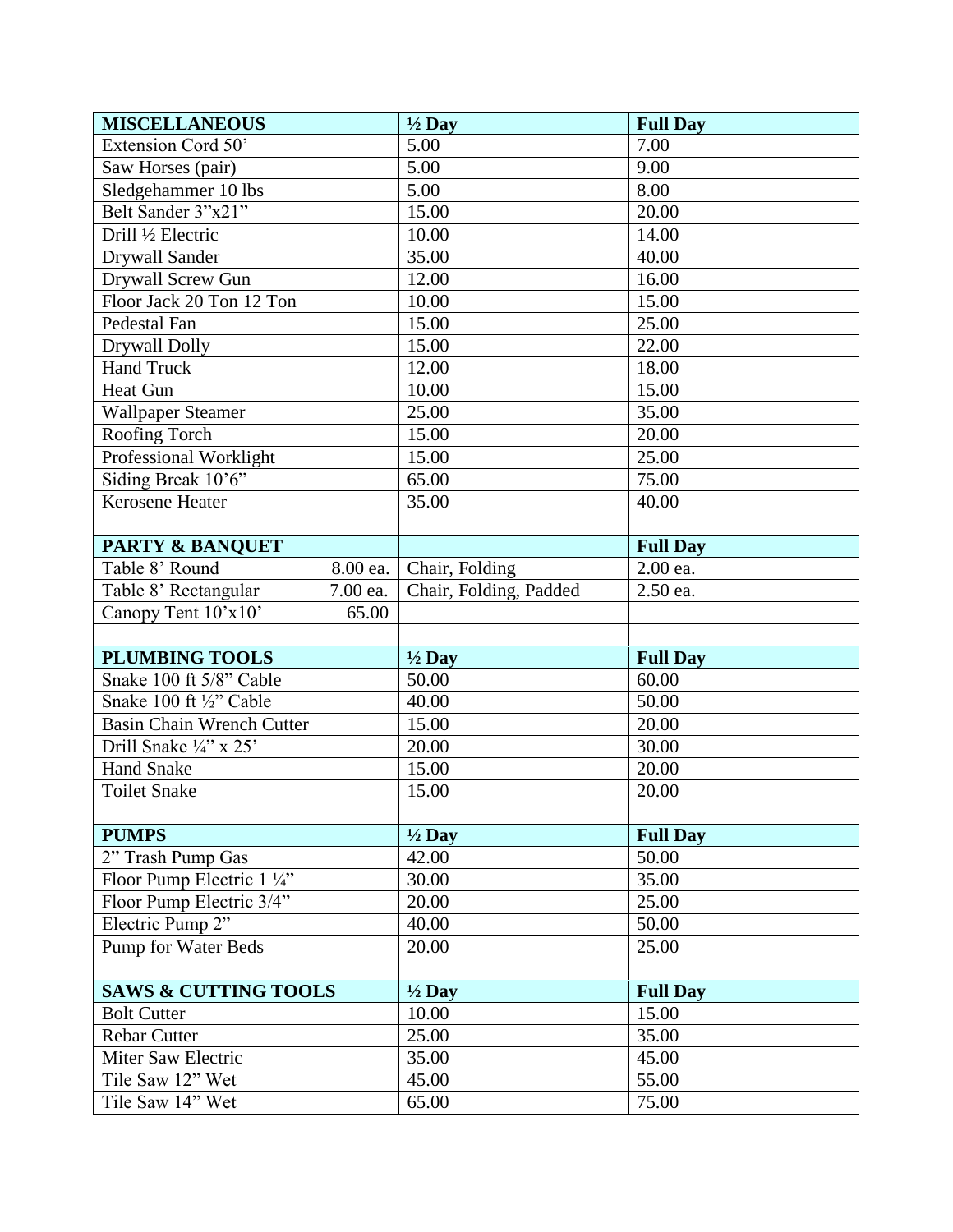| MISCELLANEOUS | ½ Day | Full Day |
|---|---|---|
| Extension Cord 50’ | 5.00 | 7.00 |
| Saw Horses (pair) | 5.00 | 9.00 |
| Sledgehammer 10 lbs | 5.00 | 8.00 |
| Belt Sander 3”x21” | 15.00 | 20.00 |
| Drill ½ Electric | 10.00 | 14.00 |
| Drywall Sander | 35.00 | 40.00 |
| Drywall Screw Gun | 12.00 | 16.00 |
| Floor Jack 20 Ton 12 Ton | 10.00 | 15.00 |
| Pedestal Fan | 15.00 | 25.00 |
| Drywall Dolly | 15.00 | 22.00 |
| Hand Truck | 12.00 | 18.00 |
| Heat Gun | 10.00 | 15.00 |
| Wallpaper Steamer | 25.00 | 35.00 |
| Roofing Torch | 15.00 | 20.00 |
| Professional Worklight | 15.00 | 25.00 |
| Siding Break 10’6” | 65.00 | 75.00 |
| Kerosene Heater | 35.00 | 40.00 |
| | | |
| **PARTY & BANQUET** | | **Full Day** |
| Table 8’ Round 8.00 ea. | Chair, Folding | 2.00 ea. |
| Table 8’ Rectangular 7.00 ea. | Chair, Folding, Padded | 2.50 ea. |
| Canopy Tent 10’x10’ 65.00 | | |
| | | |
| **PLUMBING TOOLS** | **½ Day** | **Full Day** |
| Snake 100 ft 5/8” Cable | 50.00 | 60.00 |
| Snake 100 ft ½” Cable | 40.00 | 50.00 |
| Basin Chain Wrench Cutter | 15.00 | 20.00 |
| Drill Snake ¼” x 25’ | 20.00 | 30.00 |
| Hand Snake | 15.00 | 20.00 |
| Toilet Snake | 15.00 | 20.00 |
| | | |
| **PUMPS** | **½ Day** | **Full Day** |
| 2” Trash Pump Gas | 42.00 | 50.00 |
| Floor Pump Electric 1 ¼” | 30.00 | 35.00 |
| Floor Pump Electric 3/4” | 20.00 | 25.00 |
| Electric Pump 2” | 40.00 | 50.00 |
| Pump for Water Beds | 20.00 | 25.00 |
| | | |
| **SAWS & CUTTING TOOLS** | **½ Day** | **Full Day** |
| Bolt Cutter | 10.00 | 15.00 |
| Rebar Cutter | 25.00 | 35.00 |
| Miter Saw Electric | 35.00 | 45.00 |
| Tile Saw 12” Wet | 45.00 | 55.00 |
| Tile Saw 14” Wet | 65.00 | 75.00 |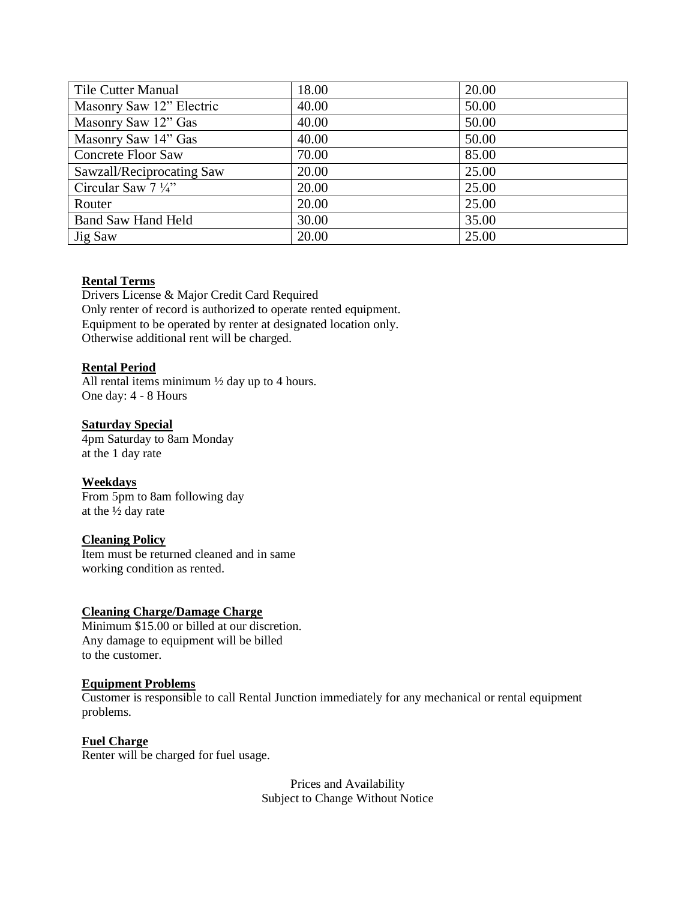| | | |
|---|---|---|
| Tile Cutter Manual | 18.00 | 20.00 |
| Masonry Saw 12" Electric | 40.00 | 50.00 |
| Masonry Saw 12" Gas | 40.00 | 50.00 |
| Masonry Saw 14" Gas | 40.00 | 50.00 |
| Concrete Floor Saw | 70.00 | 85.00 |
| Sawzall/Reciprocating Saw | 20.00 | 25.00 |
| Circular Saw 7 ¼" | 20.00 | 25.00 |
| Router | 20.00 | 25.00 |
| Band Saw Hand Held | 30.00 | 35.00 |
| Jig Saw | 20.00 | 25.00 |

**Rental Terms**

Drivers License & Major Credit Card Required
Only renter of record is authorized to operate rented equipment.
Equipment to be operated by renter at designated location only.
Otherwise additional rent will be charged.

**Rental Period**

All rental items minimum ½ day up to 4 hours.
One day: 4 - 8 Hours

**Saturday Special**

4pm Saturday to 8am Monday
at the 1 day rate

**Weekdays**

From 5pm to 8am following day
at the ½ day rate

**Cleaning Policy**

Item must be returned cleaned and in same
working condition as rented.

**Cleaning Charge/Damage Charge**

Minimum $15.00 or billed at our discretion.
Any damage to equipment will be billed
to the customer.

**Equipment Problems**

Customer is responsible to call Rental Junction immediately for any mechanical or rental equipment problems.

**Fuel Charge**

Renter will be charged for fuel usage.

Prices and Availability
Subject to Change Without Notice